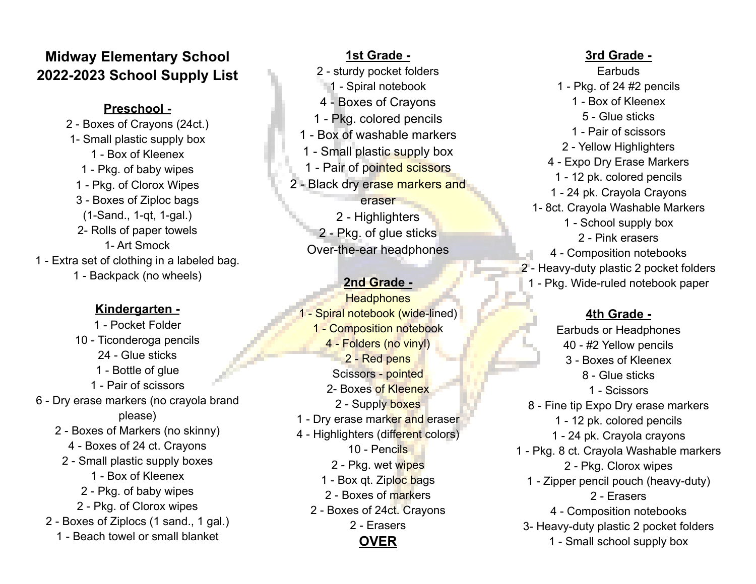# Midway Elementary School
# 2022-2023 School Supply List

## Preschool -

2 - Boxes of Crayons (24ct.)
1- Small plastic supply box
1 - Box of Kleenex
1 - Pkg. of baby wipes
1 - Pkg. of Clorox Wipes
3 - Boxes of Ziploc bags
(1-Sand., 1-qt, 1-gal.)
2- Rolls of paper towels
1- Art Smock
1 - Extra set of clothing in a labeled bag.
1 - Backpack (no wheels)

## Kindergarten -

1 - Pocket Folder
10 - Ticonderoga pencils
24 - Glue sticks
1 - Bottle of glue
1 - Pair of scissors
6 - Dry erase markers (no crayola brand please)
2 - Boxes of Markers (no skinny)
4 - Boxes of 24 ct. Crayons
2 - Small plastic supply boxes
1 - Box of Kleenex
2 - Pkg. of baby wipes
2 - Pkg. of Clorox wipes
2 - Boxes of Ziplocs (1 sand., 1 gal.)
1 - Beach towel or small blanket

## 1st Grade -

2 - sturdy pocket folders
1 - Spiral notebook
4 - Boxes of Crayons
1 - Pkg. colored pencils
1 - Box of washable markers
1 - Small plastic supply box
1 - Pair of pointed scissors
2 - Black dry erase markers and eraser
2 - Highlighters
2 - Pkg. of glue sticks
Over-the-ear headphones

## 2nd Grade -

Headphones
1 - Spiral notebook (wide-lined)
1 - Composition notebook
4 - Folders (no vinyl)
2 - Red pens
Scissors - pointed
2- Boxes of Kleenex
2 - Supply boxes
1 - Dry erase marker and eraser
4 - Highlighters (different colors)
10 - Pencils
2 - Pkg. wet wipes
1 - Box qt. Ziploc bags
2 - Boxes of markers
2 - Boxes of 24ct. Crayons
2 - Erasers

**OVER**

## 3rd Grade -

Earbuds
1 - Pkg. of 24 #2 pencils
1 - Box of Kleenex
5 - Glue sticks
1 - Pair of scissors
2 - Yellow Highlighters
4 - Expo Dry Erase Markers
1 - 12 pk. colored pencils
1 - 24 pk. Crayola Crayons
1- 8ct. Crayola Washable Markers
1 - School supply box
2 - Pink erasers
4 - Composition notebooks
2 - Heavy-duty plastic 2 pocket folders
1 - Pkg. Wide-ruled notebook paper

## 4th Grade -

Earbuds or Headphones
40 - #2 Yellow pencils
3 - Boxes of Kleenex
8 - Glue sticks
1 - Scissors
8 - Fine tip Expo Dry erase markers
1 - 12 pk. colored pencils
1 - 24 pk. Crayola crayons
1 - Pkg. 8 ct. Crayola Washable markers
2 - Pkg. Clorox wipes
1 - Zipper pencil pouch (heavy-duty)
2 - Erasers
4 - Composition notebooks
3- Heavy-duty plastic 2 pocket folders
1 - Small school supply box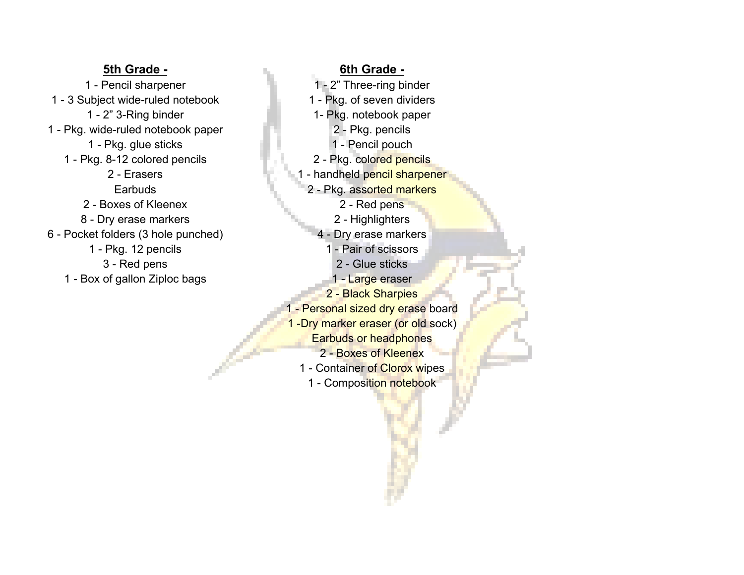**5th Grade -**

1 - Pencil sharpener
1 - 3 Subject wide-ruled notebook
1 - 2” 3-Ring binder
1 - Pkg. wide-ruled notebook paper
1 - Pkg. glue sticks
1 - Pkg. 8-12 colored pencils
2 - Erasers
Earbuds
2 - Boxes of Kleenex
8 - Dry erase markers
6 - Pocket folders (3 hole punched)
1 - Pkg. 12 pencils
3 - Red pens
1 - Box of gallon Ziploc bags

**6th Grade -**

1 - 2” Three-ring binder
1 - Pkg. of seven dividers
1- Pkg. notebook paper
2 - Pkg. pencils
1 - Pencil pouch
2 - Pkg. colored pencils
1 - handheld pencil sharpener
2 - Pkg. assorted markers
2 - Red pens
2 - Highlighters
4 - Dry erase markers
1 - Pair of scissors
2 - Glue sticks
1 - Large eraser
2 - Black Sharpies
1 - Personal sized dry erase board
1 -Dry marker eraser (or old sock)
Earbuds or headphones
2 - Boxes of Kleenex
1 - Container of Clorox wipes
1 - Composition notebook